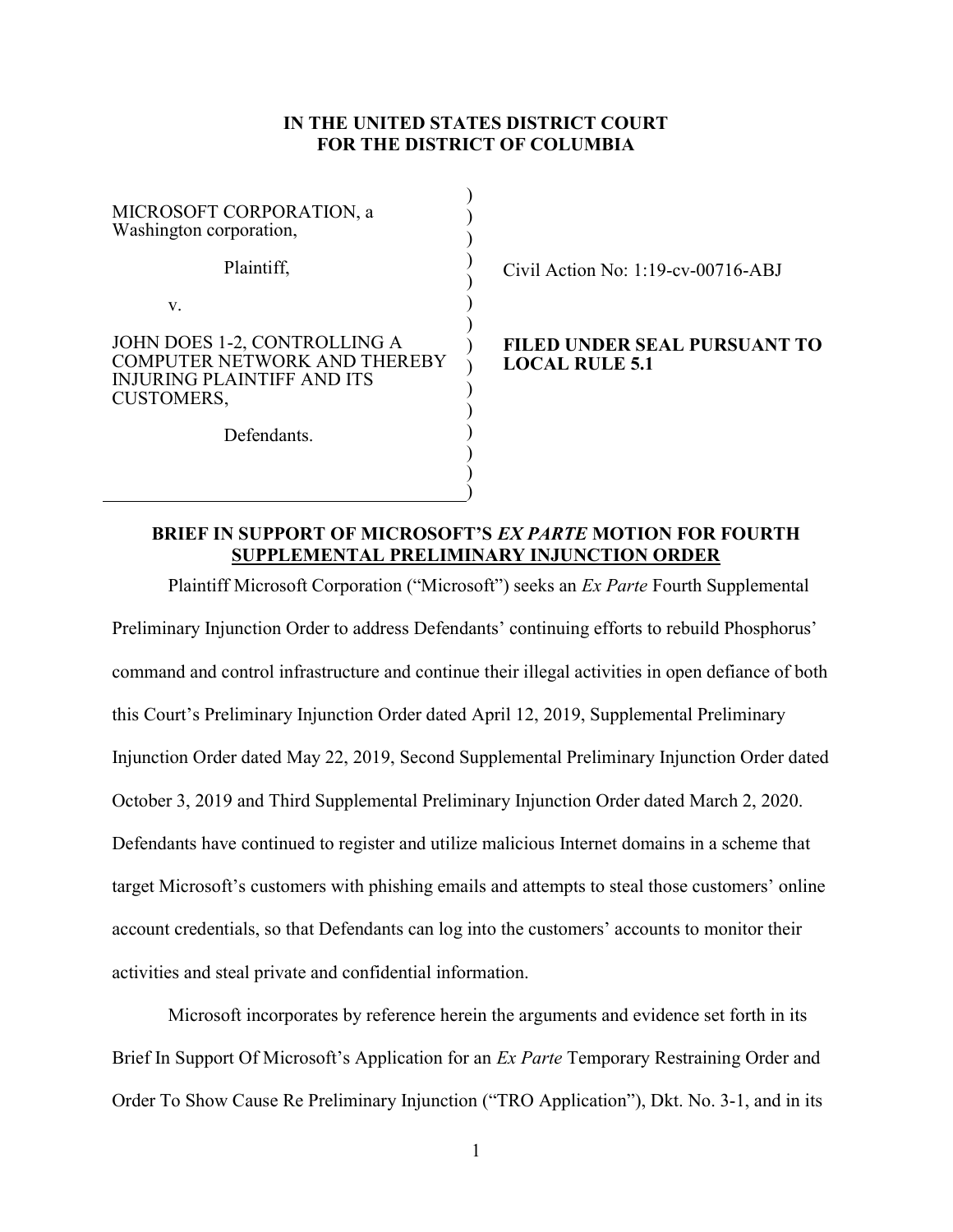**IN THE UNITED STATES DISTRICT COURT**
**FOR THE DISTRICT OF COLUMBIA**

MICROSOFT CORPORATION, a Washington corporation,

Plaintiff,

v.

JOHN DOES 1-2, CONTROLLING A COMPUTER NETWORK AND THEREBY INJURING PLAINTIFF AND ITS CUSTOMERS,

Defendants.

Civil Action No: 1:19-cv-00716-ABJ

**FILED UNDER SEAL PURSUANT TO LOCAL RULE 5.1**

## BRIEF IN SUPPORT OF MICROSOFT'S *EX PARTE* MOTION FOR FOURTH SUPPLEMENTAL PRELIMINARY INJUNCTION ORDER

Plaintiff Microsoft Corporation ("Microsoft") seeks an *Ex Parte* Fourth Supplemental Preliminary Injunction Order to address Defendants' continuing efforts to rebuild Phosphorus' command and control infrastructure and continue their illegal activities in open defiance of both this Court's Preliminary Injunction Order dated April 12, 2019, Supplemental Preliminary Injunction Order dated May 22, 2019, Second Supplemental Preliminary Injunction Order dated October 3, 2019 and Third Supplemental Preliminary Injunction Order dated March 2, 2020. Defendants have continued to register and utilize malicious Internet domains in a scheme that target Microsoft's customers with phishing emails and attempts to steal those customers' online account credentials, so that Defendants can log into the customers' accounts to monitor their activities and steal private and confidential information.

Microsoft incorporates by reference herein the arguments and evidence set forth in its Brief In Support Of Microsoft's Application for an *Ex Parte* Temporary Restraining Order and Order To Show Cause Re Preliminary Injunction ("TRO Application"), Dkt. No. 3-1, and in its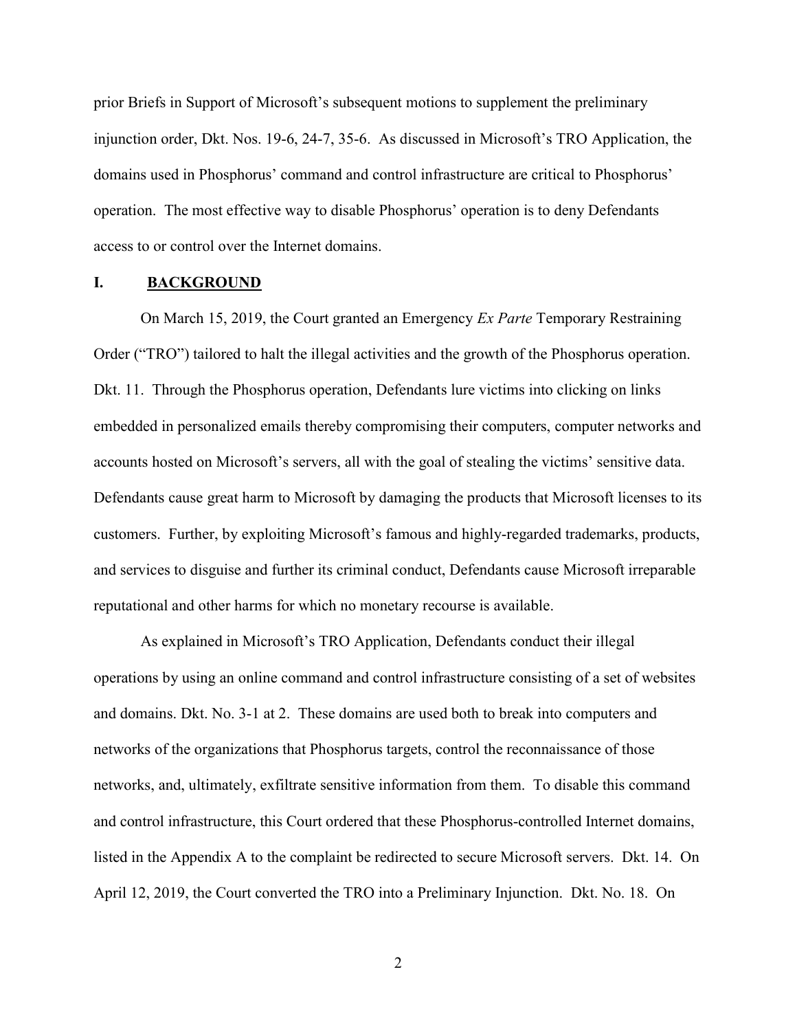prior Briefs in Support of Microsoft's subsequent motions to supplement the preliminary injunction order, Dkt. Nos. 19-6, 24-7, 35-6. As discussed in Microsoft's TRO Application, the domains used in Phosphorus' command and control infrastructure are critical to Phosphorus' operation. The most effective way to disable Phosphorus' operation is to deny Defendants access to or control over the Internet domains.

## I. <u>BACKGROUND</u>

On March 15, 2019, the Court granted an Emergency *Ex Parte* Temporary Restraining Order ("TRO") tailored to halt the illegal activities and the growth of the Phosphorus operation. Dkt. 11. Through the Phosphorus operation, Defendants lure victims into clicking on links embedded in personalized emails thereby compromising their computers, computer networks and accounts hosted on Microsoft's servers, all with the goal of stealing the victims' sensitive data. Defendants cause great harm to Microsoft by damaging the products that Microsoft licenses to its customers. Further, by exploiting Microsoft's famous and highly-regarded trademarks, products, and services to disguise and further its criminal conduct, Defendants cause Microsoft irreparable reputational and other harms for which no monetary recourse is available.

As explained in Microsoft's TRO Application, Defendants conduct their illegal operations by using an online command and control infrastructure consisting of a set of websites and domains. Dkt. No. 3-1 at 2. These domains are used both to break into computers and networks of the organizations that Phosphorus targets, control the reconnaissance of those networks, and, ultimately, exfiltrate sensitive information from them. To disable this command and control infrastructure, this Court ordered that these Phosphorus-controlled Internet domains, listed in the Appendix A to the complaint be redirected to secure Microsoft servers. Dkt. 14. On April 12, 2019, the Court converted the TRO into a Preliminary Injunction. Dkt. No. 18. On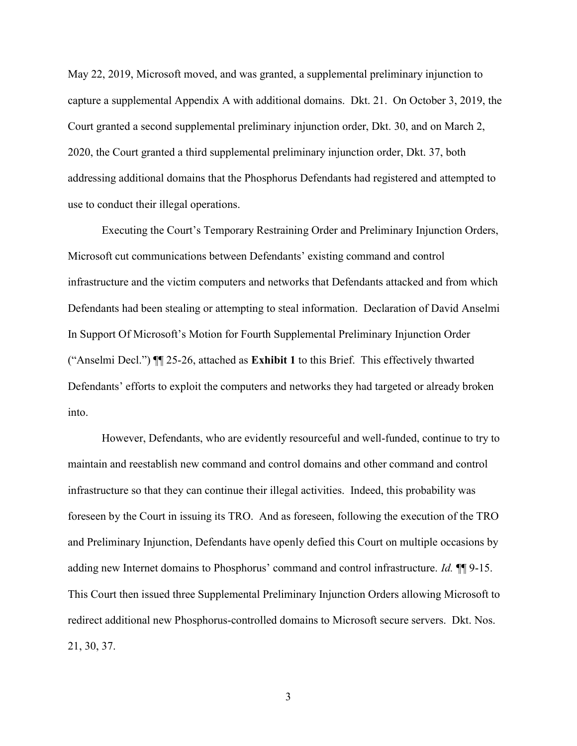May 22, 2019, Microsoft moved, and was granted, a supplemental preliminary injunction to capture a supplemental Appendix A with additional domains. Dkt. 21. On October 3, 2019, the Court granted a second supplemental preliminary injunction order, Dkt. 30, and on March 2, 2020, the Court granted a third supplemental preliminary injunction order, Dkt. 37, both addressing additional domains that the Phosphorus Defendants had registered and attempted to use to conduct their illegal operations.

Executing the Court's Temporary Restraining Order and Preliminary Injunction Orders, Microsoft cut communications between Defendants' existing command and control infrastructure and the victim computers and networks that Defendants attacked and from which Defendants had been stealing or attempting to steal information. Declaration of David Anselmi In Support Of Microsoft's Motion for Fourth Supplemental Preliminary Injunction Order ("Anselmi Decl.") ¶¶ 25-26, attached as **Exhibit 1** to this Brief. This effectively thwarted Defendants' efforts to exploit the computers and networks they had targeted or already broken into.

However, Defendants, who are evidently resourceful and well-funded, continue to try to maintain and reestablish new command and control domains and other command and control infrastructure so that they can continue their illegal activities. Indeed, this probability was foreseen by the Court in issuing its TRO. And as foreseen, following the execution of the TRO and Preliminary Injunction, Defendants have openly defied this Court on multiple occasions by adding new Internet domains to Phosphorus' command and control infrastructure. *Id.* ¶¶ 9-15. This Court then issued three Supplemental Preliminary Injunction Orders allowing Microsoft to redirect additional new Phosphorus-controlled domains to Microsoft secure servers. Dkt. Nos. 21, 30, 37.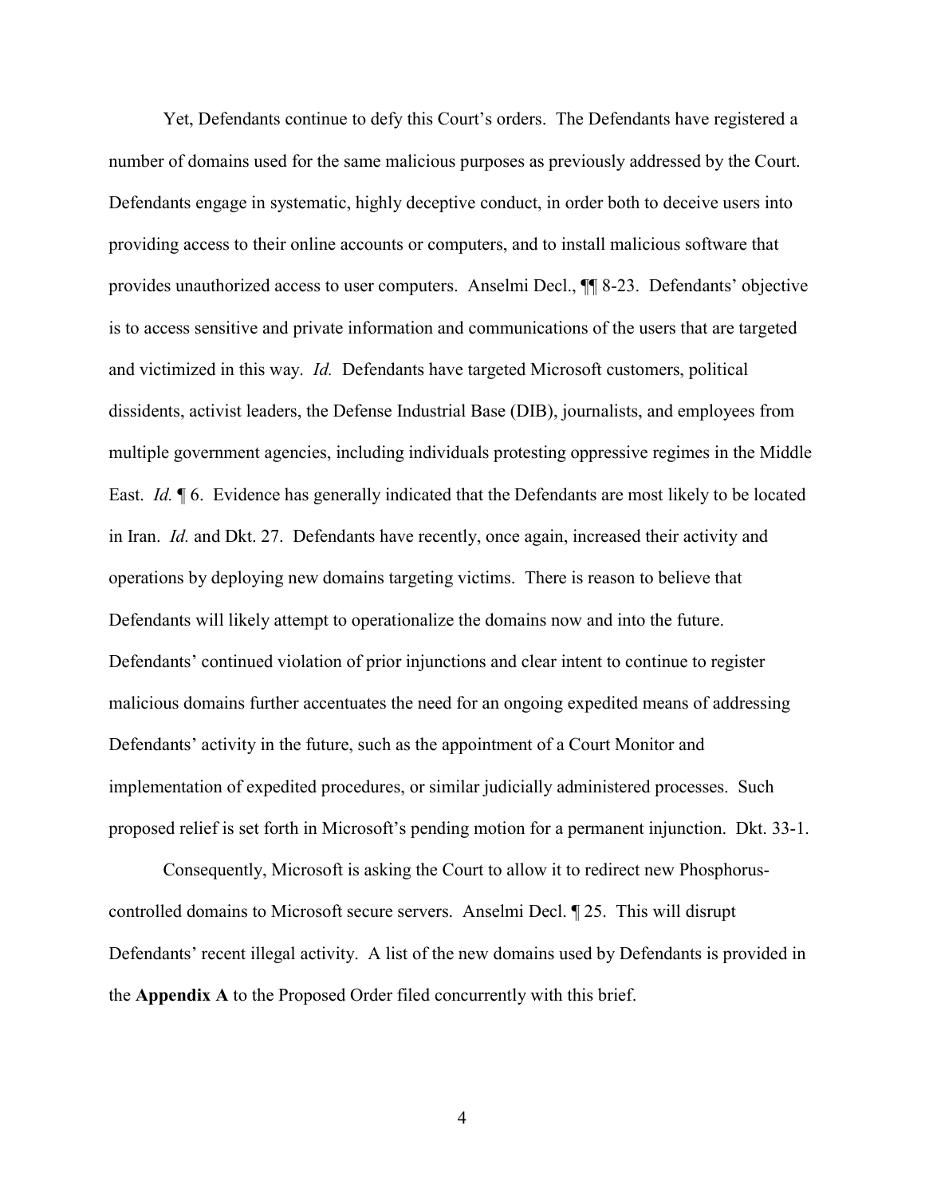Yet, Defendants continue to defy this Court's orders. The Defendants have registered a number of domains used for the same malicious purposes as previously addressed by the Court. Defendants engage in systematic, highly deceptive conduct, in order both to deceive users into providing access to their online accounts or computers, and to install malicious software that provides unauthorized access to user computers. Anselmi Decl., ¶¶ 8-23. Defendants' objective is to access sensitive and private information and communications of the users that are targeted and victimized in this way. *Id.* Defendants have targeted Microsoft customers, political dissidents, activist leaders, the Defense Industrial Base (DIB), journalists, and employees from multiple government agencies, including individuals protesting oppressive regimes in the Middle East. *Id.* ¶ 6. Evidence has generally indicated that the Defendants are most likely to be located in Iran. *Id.* and Dkt. 27. Defendants have recently, once again, increased their activity and operations by deploying new domains targeting victims. There is reason to believe that Defendants will likely attempt to operationalize the domains now and into the future. Defendants' continued violation of prior injunctions and clear intent to continue to register malicious domains further accentuates the need for an ongoing expedited means of addressing Defendants' activity in the future, such as the appointment of a Court Monitor and implementation of expedited procedures, or similar judicially administered processes. Such proposed relief is set forth in Microsoft's pending motion for a permanent injunction. Dkt. 33-1.

Consequently, Microsoft is asking the Court to allow it to redirect new Phosphorus-controlled domains to Microsoft secure servers. Anselmi Decl. ¶ 25. This will disrupt Defendants' recent illegal activity. A list of the new domains used by Defendants is provided in the **Appendix A** to the Proposed Order filed concurrently with this brief.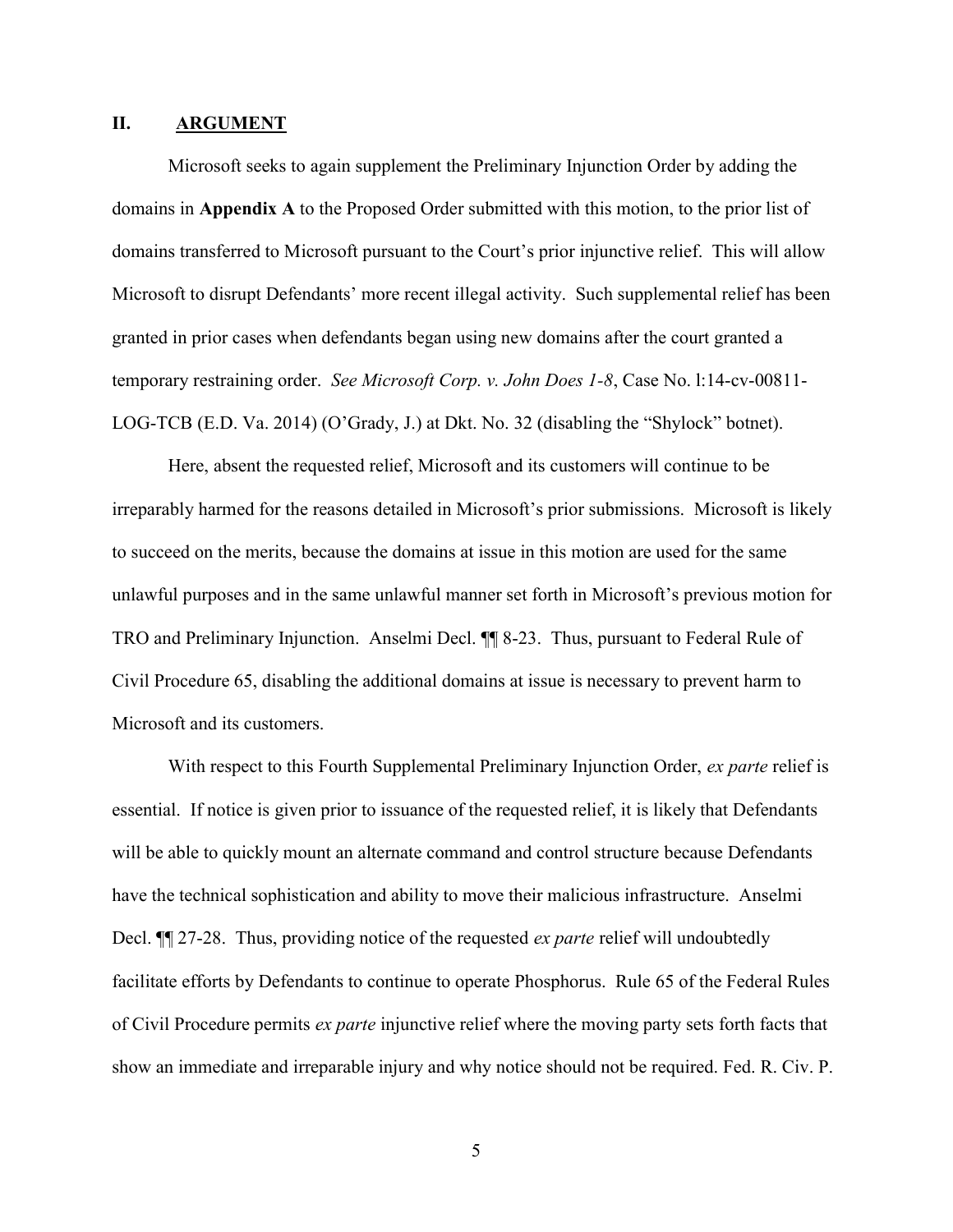## II. ARGUMENT

Microsoft seeks to again supplement the Preliminary Injunction Order by adding the domains in **Appendix A** to the Proposed Order submitted with this motion, to the prior list of domains transferred to Microsoft pursuant to the Court's prior injunctive relief. This will allow Microsoft to disrupt Defendants' more recent illegal activity. Such supplemental relief has been granted in prior cases when defendants began using new domains after the court granted a temporary restraining order. *See Microsoft Corp. v. John Does 1-8*, Case No. l:14-cv-00811-LOG-TCB (E.D. Va. 2014) (O'Grady, J.) at Dkt. No. 32 (disabling the "Shylock" botnet).

Here, absent the requested relief, Microsoft and its customers will continue to be irreparably harmed for the reasons detailed in Microsoft's prior submissions. Microsoft is likely to succeed on the merits, because the domains at issue in this motion are used for the same unlawful purposes and in the same unlawful manner set forth in Microsoft's previous motion for TRO and Preliminary Injunction. Anselmi Decl. ¶¶ 8-23. Thus, pursuant to Federal Rule of Civil Procedure 65, disabling the additional domains at issue is necessary to prevent harm to Microsoft and its customers.

With respect to this Fourth Supplemental Preliminary Injunction Order, *ex parte* relief is essential. If notice is given prior to issuance of the requested relief, it is likely that Defendants will be able to quickly mount an alternate command and control structure because Defendants have the technical sophistication and ability to move their malicious infrastructure. Anselmi Decl. ¶¶ 27-28. Thus, providing notice of the requested *ex parte* relief will undoubtedly facilitate efforts by Defendants to continue to operate Phosphorus. Rule 65 of the Federal Rules of Civil Procedure permits *ex parte* injunctive relief where the moving party sets forth facts that show an immediate and irreparable injury and why notice should not be required. Fed. R. Civ. P.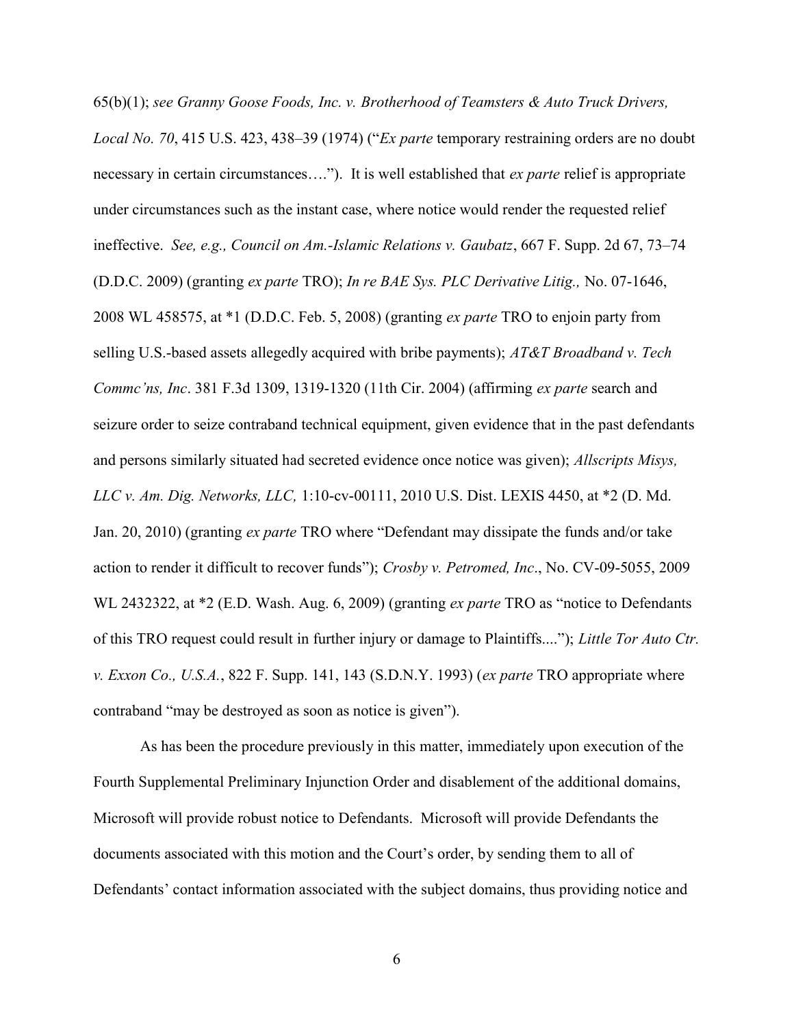65(b)(1); *see Granny Goose Foods, Inc. v. Brotherhood of Teamsters & Auto Truck Drivers, Local No. 70*, 415 U.S. 423, 438–39 (1974) ("*Ex parte* temporary restraining orders are no doubt necessary in certain circumstances…."). It is well established that *ex parte* relief is appropriate under circumstances such as the instant case, where notice would render the requested relief ineffective. *See, e.g., Council on Am.-Islamic Relations v. Gaubatz*, 667 F. Supp. 2d 67, 73–74 (D.D.C. 2009) (granting *ex parte* TRO); *In re BAE Sys. PLC Derivative Litig.,* No. 07-1646, 2008 WL 458575, at *1 (D.D.C. Feb. 5, 2008) (granting *ex parte* TRO to enjoin party from selling U.S.-based assets allegedly acquired with bribe payments); *AT&T Broadband v. Tech Commc'ns, Inc*. 381 F.3d 1309, 1319-1320 (11th Cir. 2004) (affirming *ex parte* search and seizure order to seize contraband technical equipment, given evidence that in the past defendants and persons similarly situated had secreted evidence once notice was given); *Allscripts Misys, LLC v. Am. Dig. Networks, LLC,* 1:10-cv-00111, 2010 U.S. Dist. LEXIS 4450, at *2 (D. Md. Jan. 20, 2010) (granting *ex parte* TRO where "Defendant may dissipate the funds and/or take action to render it difficult to recover funds"); *Crosby v. Petromed, Inc*., No. CV-09-5055, 2009 WL 2432322, at *2 (E.D. Wash. Aug. 6, 2009) (granting *ex parte* TRO as "notice to Defendants of this TRO request could result in further injury or damage to Plaintiffs...."); *Little Tor Auto Ctr. v. Exxon Co., U.S.A.*, 822 F. Supp. 141, 143 (S.D.N.Y. 1993) (*ex parte* TRO appropriate where contraband "may be destroyed as soon as notice is given").

As has been the procedure previously in this matter, immediately upon execution of the Fourth Supplemental Preliminary Injunction Order and disablement of the additional domains, Microsoft will provide robust notice to Defendants. Microsoft will provide Defendants the documents associated with this motion and the Court's order, by sending them to all of Defendants' contact information associated with the subject domains, thus providing notice and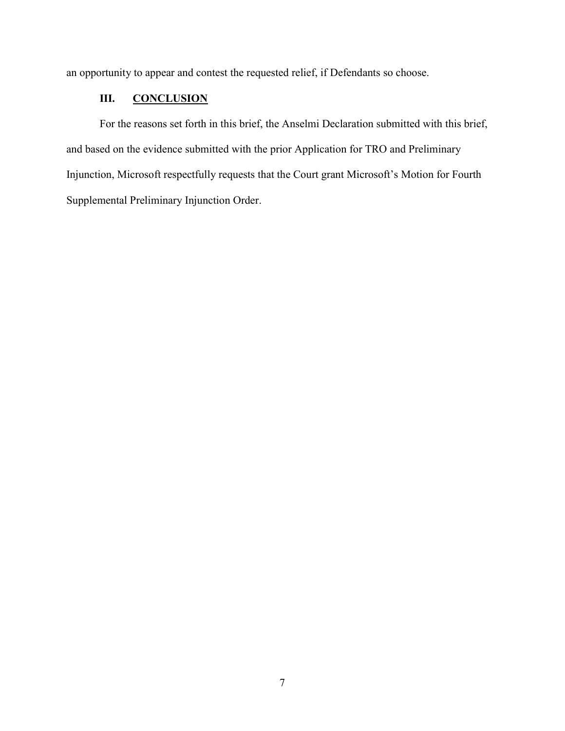an opportunity to appear and contest the requested relief, if Defendants so choose.

## III. CONCLUSION

For the reasons set forth in this brief, the Anselmi Declaration submitted with this brief, and based on the evidence submitted with the prior Application for TRO and Preliminary Injunction, Microsoft respectfully requests that the Court grant Microsoft's Motion for Fourth Supplemental Preliminary Injunction Order.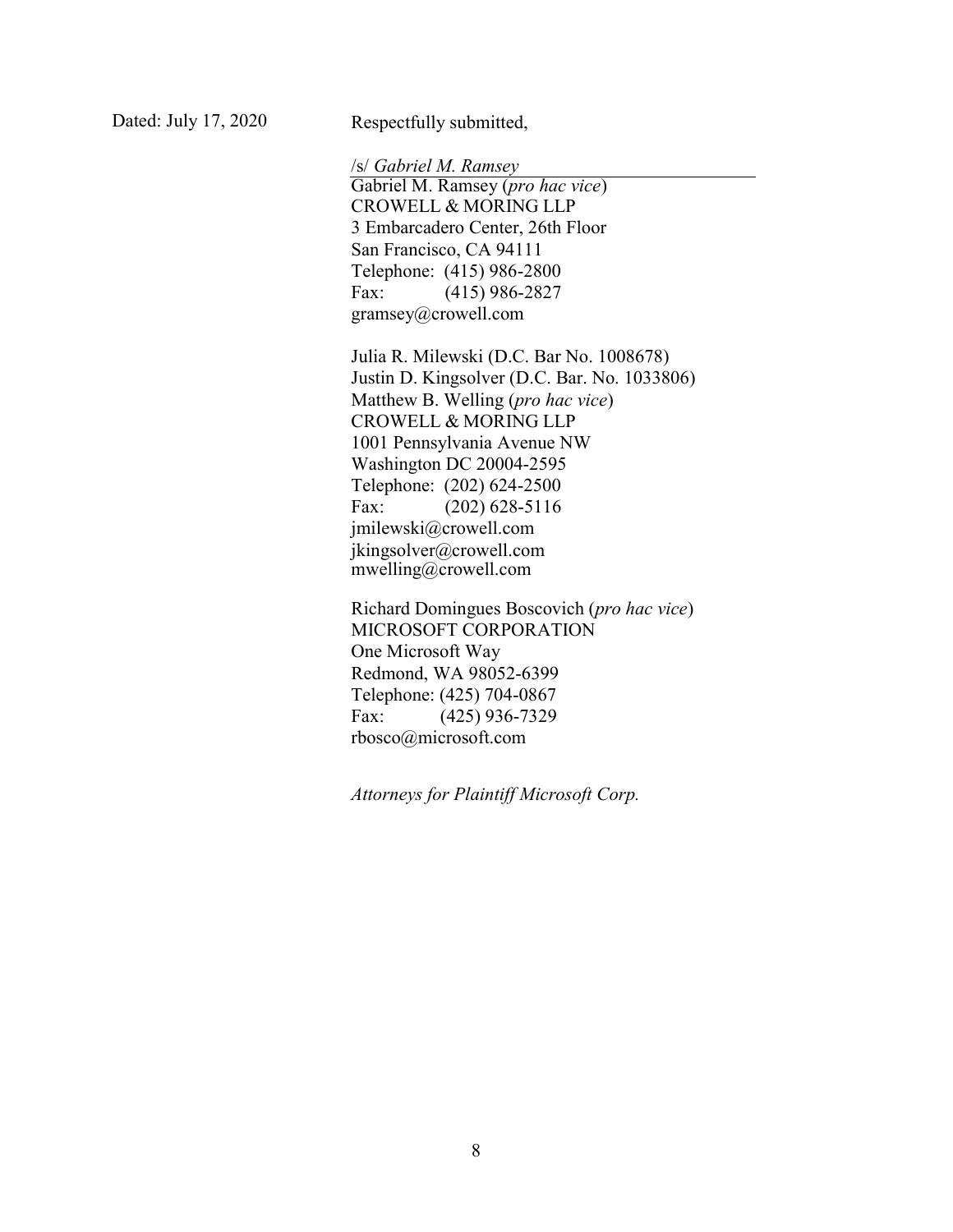Dated: July 17, 2020

Respectfully submitted,

/s/ *Gabriel M. Ramsey*
Gabriel M. Ramsey (*pro hac vice*)
CROWELL & MORING LLP
3 Embarcadero Center, 26th Floor
San Francisco, CA 94111
Telephone: (415) 986-2800
Fax: (415) 986-2827
gramsey@crowell.com

Julia R. Milewski (D.C. Bar No. 1008678)
Justin D. Kingsolver (D.C. Bar. No. 1033806)
Matthew B. Welling (*pro hac vice*)
CROWELL & MORING LLP
1001 Pennsylvania Avenue NW
Washington DC 20004-2595
Telephone: (202) 624-2500
Fax: (202) 628-5116
jmilewski@crowell.com
jkingsolver@crowell.com
mwelling@crowell.com

Richard Domingues Boscovich (*pro hac vice*)
MICROSOFT CORPORATION
One Microsoft Way
Redmond, WA 98052-6399
Telephone: (425) 704-0867
Fax: (425) 936-7329
rbosco@microsoft.com

*Attorneys for Plaintiff Microsoft Corp.*